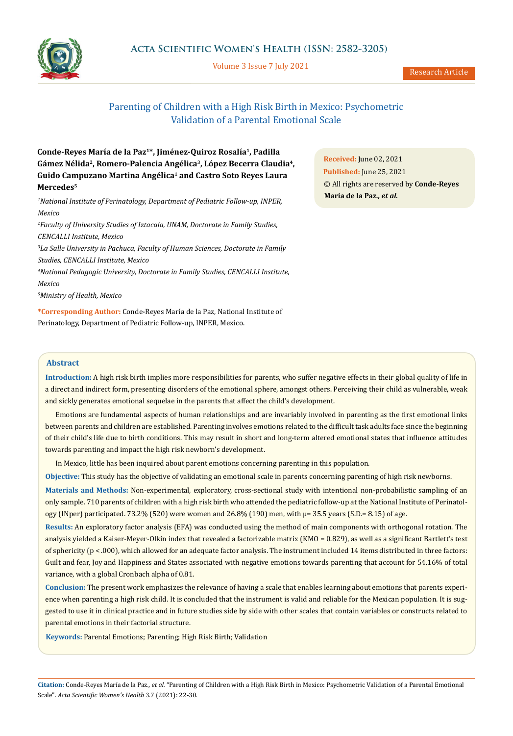# Parenting of Children with a High Risk Birth in Mexico: Psychometric Validation of a Parental Emotional Scale

**Conde-Reyes María de la Paz[1]\*, Jiménez-Quiroz Rosalía[1], Padilla Gámez Nélida[2], Romero-Palencia Angélica[3], López Becerra Claudia[4], Guido Campuzano Martina Angélica[1] and Castro Soto Reyes Laura Mercedes[5]**

*[1]National Institute of Perinatology, Department of Pediatric Follow-up, INPER, Mexico*

*[2]Faculty of University Studies of Iztacala, UNAM, Doctorate in Family Studies, CENCALLI Institute, Mexico*

*[3]La Salle University in Pachuca, Faculty of Human Sciences, Doctorate in Family Studies, CENCALLI Institute, Mexico*

*[4]National Pedagogic University, Doctorate in Family Studies, CENCALLI Institute, Mexico*

*[5]Ministry of Health, Mexico*

**\*Corresponding Author:** Conde-Reyes María de la Paz, National Institute of Perinatology, Department of Pediatric Follow-up, INPER, Mexico.

**Received:** June 02, 2021
**Published:** June 25, 2021
© All rights are reserved by **Conde-Reyes María de la Paz., *et al.***

## Abstract

**Introduction:** A high risk birth implies more responsibilities for parents, who suffer negative effects in their global quality of life in a direct and indirect form, presenting disorders of the emotional sphere, amongst others. Perceiving their child as vulnerable, weak and sickly generates emotional sequelae in the parents that affect the child's development.

Emotions are fundamental aspects of human relationships and are invariably involved in parenting as the first emotional links between parents and children are established. Parenting involves emotions related to the difficult task adults face since the beginning of their child's life due to birth conditions. This may result in short and long-term altered emotional states that influence attitudes towards parenting and impact the high risk newborn's development.

In Mexico, little has been inquired about parent emotions concerning parenting in this population.

**Objective:** This study has the objective of validating an emotional scale in parents concerning parenting of high risk newborns.

**Materials and Methods:** Non-experimental, exploratory, cross-sectional study with intentional non-probabilistic sampling of an only sample. 710 parents of children with a high risk birth who attended the pediatric follow-up at the National Institute of Perinatology (INper) participated. 73.2% (520) were women and 26.8% (190) men, with $\mu$= 35.5 years (S.D.= 8.15) of age.

**Results:** An exploratory factor analysis (EFA) was conducted using the method of main components with orthogonal rotation. The analysis yielded a Kaiser-Meyer-Olkin index that revealed a factorizable matrix (KMO = 0.829), as well as a significant Bartlett's test of sphericity ($p < .000$), which allowed for an adequate factor analysis. The instrument included 14 items distributed in three factors: Guilt and fear, Joy and Happiness and States associated with negative emotions towards parenting that account for 54.16% of total variance, with a global Cronbach alpha of 0.81.

**Conclusion:** The present work emphasizes the relevance of having a scale that enables learning about emotions that parents experience when parenting a high risk child. It is concluded that the instrument is valid and reliable for the Mexican population. It is suggested to use it in clinical practice and in future studies side by side with other scales that contain variables or constructs related to parental emotions in their factorial structure.

**Keywords:** Parental Emotions; Parenting; High Risk Birth; Validation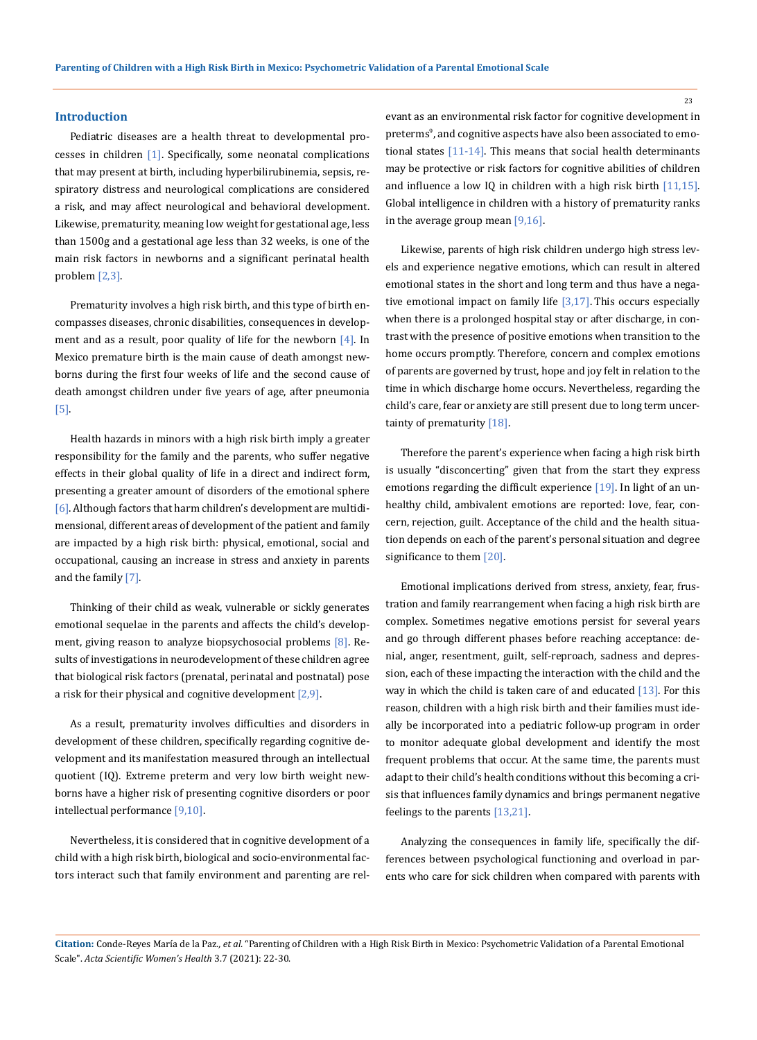## Introduction

Pediatric diseases are a health threat to developmental processes in children [1]. Specifically, some neonatal complications that may present at birth, including hyperbilirubinemia, sepsis, respiratory distress and neurological complications are considered a risk, and may affect neurological and behavioral development. Likewise, prematurity, meaning low weight for gestational age, less than 1500g and a gestational age less than 32 weeks, is one of the main risk factors in newborns and a significant perinatal health problem [2,3].

Prematurity involves a high risk birth, and this type of birth encompasses diseases, chronic disabilities, consequences in development and as a result, poor quality of life for the newborn [4]. In Mexico premature birth is the main cause of death amongst newborns during the first four weeks of life and the second cause of death amongst children under five years of age, after pneumonia [5].

Health hazards in minors with a high risk birth imply a greater responsibility for the family and the parents, who suffer negative effects in their global quality of life in a direct and indirect form, presenting a greater amount of disorders of the emotional sphere [6]. Although factors that harm children's development are multidimensional, different areas of development of the patient and family are impacted by a high risk birth: physical, emotional, social and occupational, causing an increase in stress and anxiety in parents and the family [7].

Thinking of their child as weak, vulnerable or sickly generates emotional sequelae in the parents and affects the child's development, giving reason to analyze biopsychosocial problems [8]. Results of investigations in neurodevelopment of these children agree that biological risk factors (prenatal, perinatal and postnatal) pose a risk for their physical and cognitive development [2,9].

As a result, prematurity involves difficulties and disorders in development of these children, specifically regarding cognitive development and its manifestation measured through an intellectual quotient (IQ). Extreme preterm and very low birth weight newborns have a higher risk of presenting cognitive disorders or poor intellectual performance [9,10].

Nevertheless, it is considered that in cognitive development of a child with a high risk birth, biological and socio-environmental factors interact such that family environment and parenting are relevant as an environmental risk factor for cognitive development in preterms[9], and cognitive aspects have also been associated to emotional states [11-14]. This means that social health determinants may be protective or risk factors for cognitive abilities of children and influence a low IQ in children with a high risk birth [11,15]. Global intelligence in children with a history of prematurity ranks in the average group mean [9,16].

Likewise, parents of high risk children undergo high stress levels and experience negative emotions, which can result in altered emotional states in the short and long term and thus have a negative emotional impact on family life [3,17]. This occurs especially when there is a prolonged hospital stay or after discharge, in contrast with the presence of positive emotions when transition to the home occurs promptly. Therefore, concern and complex emotions of parents are governed by trust, hope and joy felt in relation to the time in which discharge home occurs. Nevertheless, regarding the child's care, fear or anxiety are still present due to long term uncertainty of prematurity [18].

Therefore the parent's experience when facing a high risk birth is usually "disconcerting" given that from the start they express emotions regarding the difficult experience [19]. In light of an unhealthy child, ambivalent emotions are reported: love, fear, concern, rejection, guilt. Acceptance of the child and the health situation depends on each of the parent's personal situation and degree significance to them [20].

Emotional implications derived from stress, anxiety, fear, frustration and family rearrangement when facing a high risk birth are complex. Sometimes negative emotions persist for several years and go through different phases before reaching acceptance: denial, anger, resentment, guilt, self-reproach, sadness and depression, each of these impacting the interaction with the child and the way in which the child is taken care of and educated [13]. For this reason, children with a high risk birth and their families must ideally be incorporated into a pediatric follow-up program in order to monitor adequate global development and identify the most frequent problems that occur. At the same time, the parents must adapt to their child's health conditions without this becoming a crisis that influences family dynamics and brings permanent negative feelings to the parents [13,21].

Analyzing the consequences in family life, specifically the differences between psychological functioning and overload in parents who care for sick children when compared with parents with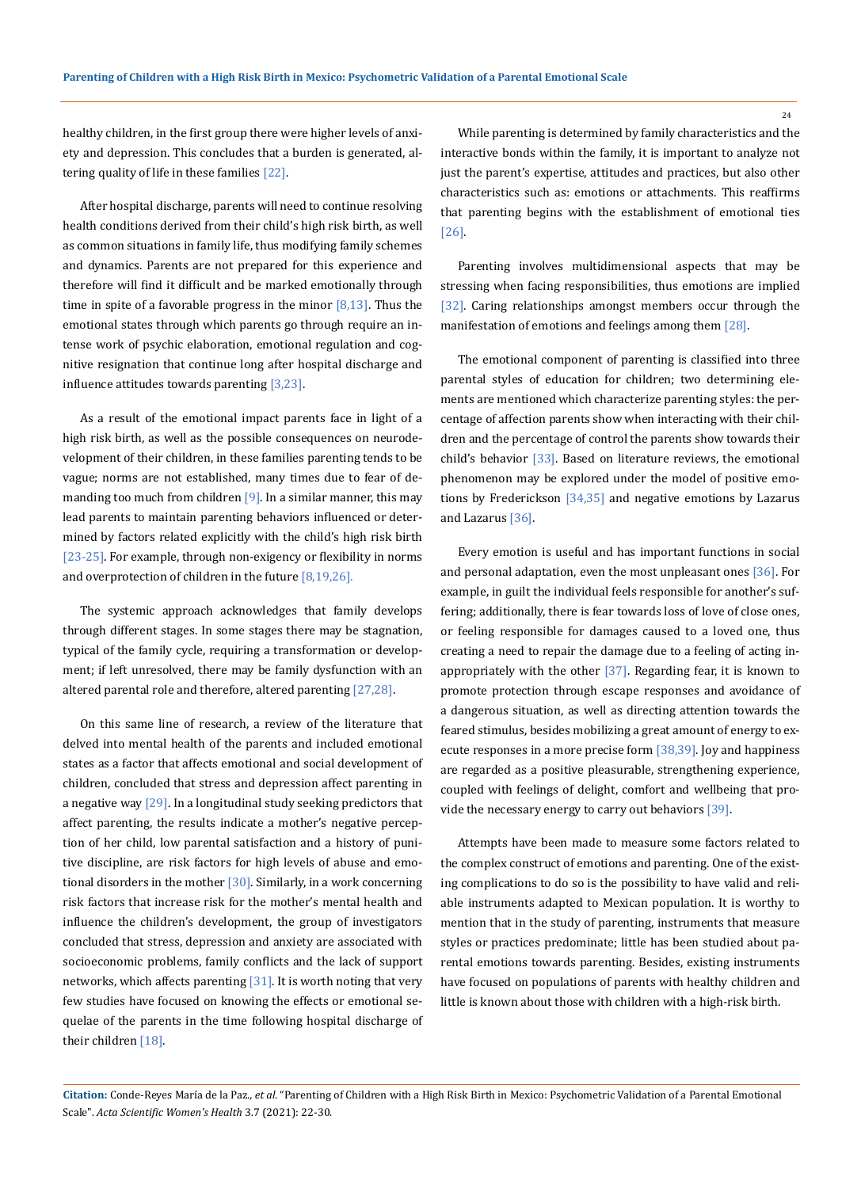healthy children, in the first group there were higher levels of anxiety and depression. This concludes that a burden is generated, altering quality of life in these families [22].

After hospital discharge, parents will need to continue resolving health conditions derived from their child's high risk birth, as well as common situations in family life, thus modifying family schemes and dynamics. Parents are not prepared for this experience and therefore will find it difficult and be marked emotionally through time in spite of a favorable progress in the minor [8,13]. Thus the emotional states through which parents go through require an intense work of psychic elaboration, emotional regulation and cognitive resignation that continue long after hospital discharge and influence attitudes towards parenting [3,23].

As a result of the emotional impact parents face in light of a high risk birth, as well as the possible consequences on neurodevelopment of their children, in these families parenting tends to be vague; norms are not established, many times due to fear of demanding too much from children [9]. In a similar manner, this may lead parents to maintain parenting behaviors influenced or determined by factors related explicitly with the child's high risk birth [23-25]. For example, through non-exigency or flexibility in norms and overprotection of children in the future [8,19,26].

The systemic approach acknowledges that family develops through different stages. In some stages there may be stagnation, typical of the family cycle, requiring a transformation or development; if left unresolved, there may be family dysfunction with an altered parental role and therefore, altered parenting [27,28].

On this same line of research, a review of the literature that delved into mental health of the parents and included emotional states as a factor that affects emotional and social development of children, concluded that stress and depression affect parenting in a negative way [29]. In a longitudinal study seeking predictors that affect parenting, the results indicate a mother's negative perception of her child, low parental satisfaction and a history of punitive discipline, are risk factors for high levels of abuse and emotional disorders in the mother [30]. Similarly, in a work concerning risk factors that increase risk for the mother's mental health and influence the children's development, the group of investigators concluded that stress, depression and anxiety are associated with socioeconomic problems, family conflicts and the lack of support networks, which affects parenting [31]. It is worth noting that very few studies have focused on knowing the effects or emotional sequelae of the parents in the time following hospital discharge of their children [18].

While parenting is determined by family characteristics and the interactive bonds within the family, it is important to analyze not just the parent's expertise, attitudes and practices, but also other characteristics such as: emotions or attachments. This reaffirms that parenting begins with the establishment of emotional ties [26].

Parenting involves multidimensional aspects that may be stressing when facing responsibilities, thus emotions are implied [32]. Caring relationships amongst members occur through the manifestation of emotions and feelings among them [28].

The emotional component of parenting is classified into three parental styles of education for children; two determining elements are mentioned which characterize parenting styles: the percentage of affection parents show when interacting with their children and the percentage of control the parents show towards their child's behavior [33]. Based on literature reviews, the emotional phenomenon may be explored under the model of positive emotions by Frederickson [34,35] and negative emotions by Lazarus and Lazarus [36].

Every emotion is useful and has important functions in social and personal adaptation, even the most unpleasant ones [36]. For example, in guilt the individual feels responsible for another's suffering; additionally, there is fear towards loss of love of close ones, or feeling responsible for damages caused to a loved one, thus creating a need to repair the damage due to a feeling of acting inappropriately with the other [37]. Regarding fear, it is known to promote protection through escape responses and avoidance of a dangerous situation, as well as directing attention towards the feared stimulus, besides mobilizing a great amount of energy to execute responses in a more precise form [38,39]. Joy and happiness are regarded as a positive pleasurable, strengthening experience, coupled with feelings of delight, comfort and wellbeing that provide the necessary energy to carry out behaviors [39].

Attempts have been made to measure some factors related to the complex construct of emotions and parenting. One of the existing complications to do so is the possibility to have valid and reliable instruments adapted to Mexican population. It is worthy to mention that in the study of parenting, instruments that measure styles or practices predominate; little has been studied about parental emotions towards parenting. Besides, existing instruments have focused on populations of parents with healthy children and little is known about those with children with a high-risk birth.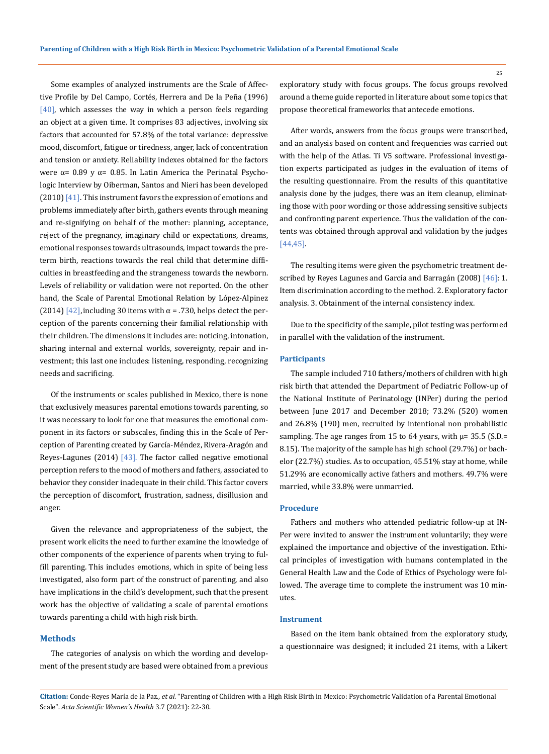Some examples of analyzed instruments are the Scale of Affective Profile by Del Campo, Cortés, Herrera and De la Peña (1996) [40], which assesses the way in which a person feels regarding an object at a given time. It comprises 83 adjectives, involving six factors that accounted for 57.8% of the total variance: depressive mood, discomfort, fatigue or tiredness, anger, lack of concentration and tension or anxiety. Reliability indexes obtained for the factors were $\alpha$= 0.89 y $\alpha$= 0.85. In Latin America the Perinatal Psychologic Interview by Oiberman, Santos and Nieri has been developed (2010) [41]. This instrument favors the expression of emotions and problems immediately after birth, gathers events through meaning and re-signifying on behalf of the mother: planning, acceptance, reject of the pregnancy, imaginary child or expectations, dreams, emotional responses towards ultrasounds, impact towards the preterm birth, reactions towards the real child that determine difficulties in breastfeeding and the strangeness towards the newborn. Levels of reliability or validation were not reported. On the other hand, the Scale of Parental Emotional Relation by López-Alpinez (2014) [42], including 30 items with $\alpha$ = .730, helps detect the perception of the parents concerning their familial relationship with their children. The dimensions it includes are: noticing, intonation, sharing internal and external worlds, sovereignty, repair and investment; this last one includes: listening, responding, recognizing needs and sacrificing.

Of the instruments or scales published in Mexico, there is none that exclusively measures parental emotions towards parenting, so it was necessary to look for one that measures the emotional component in its factors or subscales, finding this in the Scale of Perception of Parenting created by García-Méndez, Rivera-Aragón and Reyes-Lagunes (2014) [43]. The factor called negative emotional perception refers to the mood of mothers and fathers, associated to behavior they consider inadequate in their child. This factor covers the perception of discomfort, frustration, sadness, disillusion and anger.

Given the relevance and appropriateness of the subject, the present work elicits the need to further examine the knowledge of other components of the experience of parents when trying to fulfill parenting. This includes emotions, which in spite of being less investigated, also form part of the construct of parenting, and also have implications in the child's development, such that the present work has the objective of validating a scale of parental emotions towards parenting a child with high risk birth.

## Methods

The categories of analysis on which the wording and development of the present study are based were obtained from a previous exploratory study with focus groups. The focus groups revolved around a theme guide reported in literature about some topics that propose theoretical frameworks that antecede emotions.

After words, answers from the focus groups were transcribed, and an analysis based on content and frequencies was carried out with the help of the Atlas. Ti V5 software. Professional investigation experts participated as judges in the evaluation of items of the resulting questionnaire. From the results of this quantitative analysis done by the judges, there was an item cleanup, eliminating those with poor wording or those addressing sensitive subjects and confronting parent experience. Thus the validation of the contents was obtained through approval and validation by the judges [44,45].

The resulting items were given the psychometric treatment described by Reyes Lagunes and García and Barragán (2008) [46]: 1. Item discrimination according to the method. 2. Exploratory factor analysis. 3. Obtainment of the internal consistency index.

Due to the specificity of the sample, pilot testing was performed in parallel with the validation of the instrument.

### Participants

The sample included 710 fathers/mothers of children with high risk birth that attended the Department of Pediatric Follow-up of the National Institute of Perinatology (INPer) during the period between June 2017 and December 2018; 73.2% (520) women and 26.8% (190) men, recruited by intentional non probabilistic sampling. The age ranges from 15 to 64 years, with $\mu$= 35.5 (S.D.= 8.15). The majority of the sample has high school (29.7%) or bachelor (22.7%) studies. As to occupation, 45.51% stay at home, while 51.29% are economically active fathers and mothers. 49.7% were married, while 33.8% were unmarried.

### Procedure

Fathers and mothers who attended pediatric follow-up at INPer were invited to answer the instrument voluntarily; they were explained the importance and objective of the investigation. Ethical principles of investigation with humans contemplated in the General Health Law and the Code of Ethics of Psychology were followed. The average time to complete the instrument was 10 minutes.

### Instrument

Based on the item bank obtained from the exploratory study, a questionnaire was designed; it included 21 items, with a Likert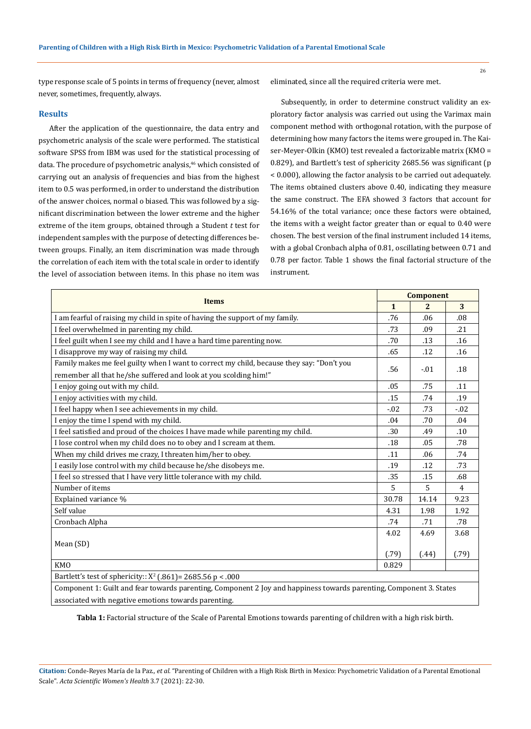type response scale of 5 points in terms of frequency (never, almost never, sometimes, frequently, always.

## Results

After the application of the questionnaire, the data entry and psychometric analysis of the scale were performed. The statistical software SPSS from IBM was used for the statistical processing of data. The procedure of psychometric analysis,[46] which consisted of carrying out an analysis of frequencies and bias from the highest item to 0.5 was performed, in order to understand the distribution of the answer choices, normal o biased. This was followed by a significant discrimination between the lower extreme and the higher extreme of the item groups, obtained through a Student *t* test for independent samples with the purpose of detecting differences between groups. Finally, an item discrimination was made through the correlation of each item with the total scale in order to identify the level of association between items. In this phase no item was eliminated, since all the required criteria were met.

Subsequently, in order to determine construct validity an exploratory factor analysis was carried out using the Varimax main component method with orthogonal rotation, with the purpose of determining how many factors the items were grouped in. The Kaiser-Meyer-Olkin (KMO) test revealed a factorizable matrix (KMO = 0.829), and Bartlett's test of sphericity 2685.56 was significant (p < 0.000), allowing the factor analysis to be carried out adequately. The items obtained clusters above 0.40, indicating they measure the same construct. The EFA showed 3 factors that account for 54.16% of the total variance; once these factors were obtained, the items with a weight factor greater than or equal to 0.40 were chosen. The best version of the final instrument included 14 items, with a global Cronbach alpha of 0.81, oscillating between 0.71 and 0.78 per factor. Table 1 shows the final factorial structure of the instrument.

| Items | Component | | |
|---|---|---|---|
| | 1 | 2 | 3 |
| I am fearful of raising my child in spite of having the support of my family. | .76 | .06 | .08 |
| I feel overwhelmed in parenting my child. | .73 | .09 | .21 |
| I feel guilt when I see my child and I have a hard time parenting now. | .70 | .13 | .16 |
| I disapprove my way of raising my child. | .65 | .12 | .16 |
| Family makes me feel guilty when I want to correct my child, because they say: "Don't you remember all that he/she suffered and look at you scolding him!" | .56 | -.01 | .18 |
| I enjoy going out with my child. | .05 | .75 | .11 |
| I enjoy activities with my child. | .15 | .74 | .19 |
| I feel happy when I see achievements in my child. | -.02 | .73 | -.02 |
| I enjoy the time I spend with my child. | .04 | .70 | .04 |
| I feel satisfied and proud of the choices I have made while parenting my child. | .30 | .49 | .10 |
| I lose control when my child does no to obey and I scream at them. | .18 | .05 | .78 |
| When my child drives me crazy, I threaten him/her to obey. | .11 | .06 | .74 |
| I easily lose control with my child because he/she disobeys me. | .19 | .12 | .73 |
| I feel so stressed that I have very little tolerance with my child. | .35 | .15 | .68 |
| Number of items | 5 | 5 | 4 |
| Explained variance % | 30.78 | 14.14 | 9.23 |
| Self value | 4.31 | 1.98 | 1.92 |
| Cronbach Alpha | .74 | .71 | .78 |
| Mean (SD) | 4.02 (.79) | 4.69 (.44) | 3.68 (.79) |
| KMO | 0.829 | | |
| Bartlett's test of sphericity:: $X^2$ (.861)= 2685.56 p < .000 | | | |
| Component 1: Guilt and fear towards parenting, Component 2 Joy and happiness towards parenting, Component 3. States associated with negative emotions towards parenting. | | | |

**Tabla 1:** Factorial structure of the Scale of Parental Emotions towards parenting of children with a high risk birth.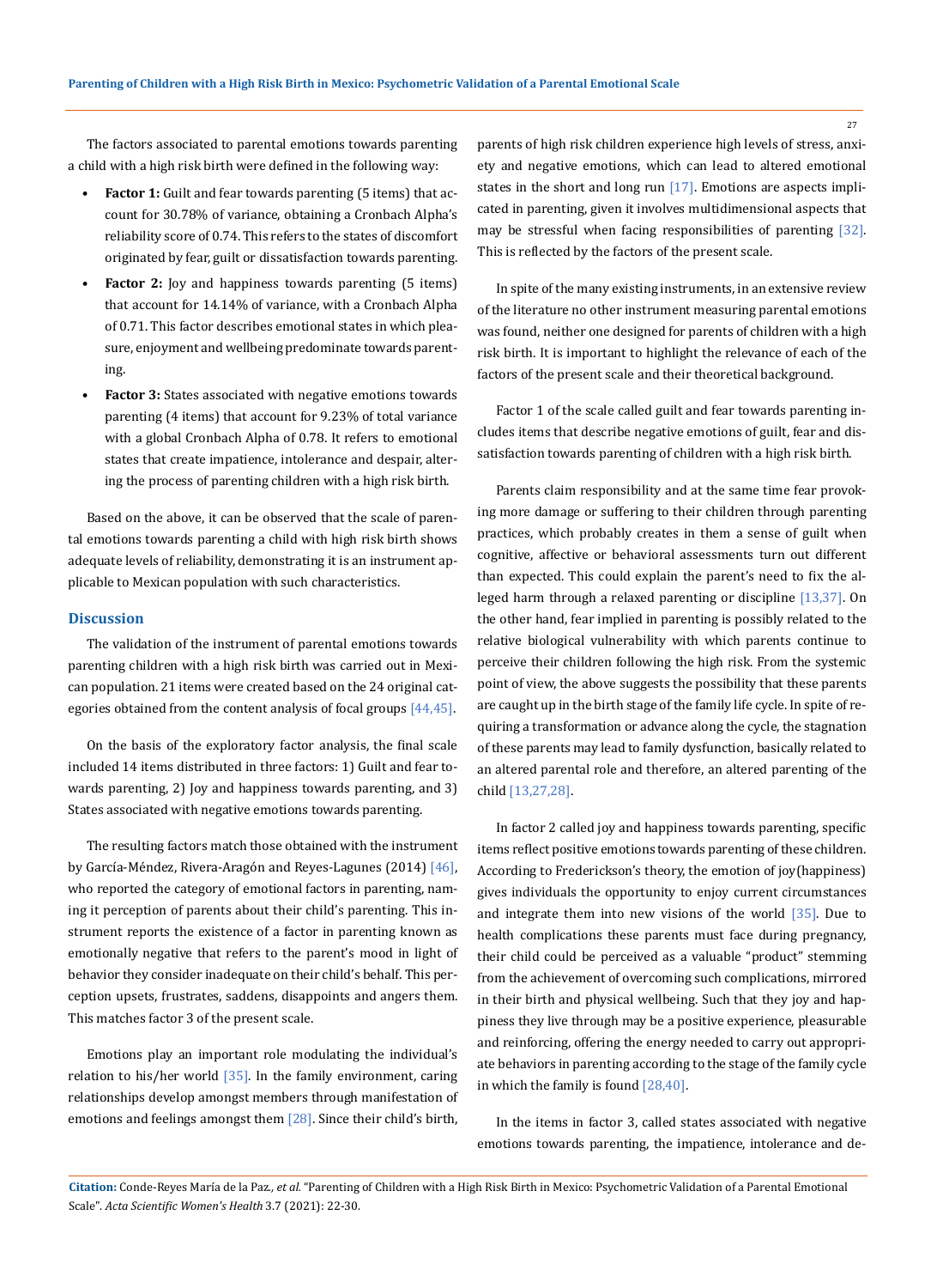The factors associated to parental emotions towards parenting a child with a high risk birth were defined in the following way:

- **Factor 1:** Guilt and fear towards parenting (5 items) that account for 30.78% of variance, obtaining a Cronbach Alpha's reliability score of 0.74. This refers to the states of discomfort originated by fear, guilt or dissatisfaction towards parenting.
- **Factor 2:** Joy and happiness towards parenting (5 items) that account for 14.14% of variance, with a Cronbach Alpha of 0.71. This factor describes emotional states in which pleasure, enjoyment and wellbeing predominate towards parenting.
- **Factor 3:** States associated with negative emotions towards parenting (4 items) that account for 9.23% of total variance with a global Cronbach Alpha of 0.78. It refers to emotional states that create impatience, intolerance and despair, altering the process of parenting children with a high risk birth.

Based on the above, it can be observed that the scale of parental emotions towards parenting a child with high risk birth shows adequate levels of reliability, demonstrating it is an instrument applicable to Mexican population with such characteristics.

## Discussion

The validation of the instrument of parental emotions towards parenting children with a high risk birth was carried out in Mexican population. 21 items were created based on the 24 original categories obtained from the content analysis of focal groups [44,45].

On the basis of the exploratory factor analysis, the final scale included 14 items distributed in three factors: 1) Guilt and fear towards parenting, 2) Joy and happiness towards parenting, and 3) States associated with negative emotions towards parenting.

The resulting factors match those obtained with the instrument by García-Méndez, Rivera-Aragón and Reyes-Lagunes (2014) [46], who reported the category of emotional factors in parenting, naming it perception of parents about their child's parenting. This instrument reports the existence of a factor in parenting known as emotionally negative that refers to the parent's mood in light of behavior they consider inadequate on their child's behalf. This perception upsets, frustrates, saddens, disappoints and angers them. This matches factor 3 of the present scale.

Emotions play an important role modulating the individual's relation to his/her world [35]. In the family environment, caring relationships develop amongst members through manifestation of emotions and feelings amongst them [28]. Since their child's birth, parents of high risk children experience high levels of stress, anxiety and negative emotions, which can lead to altered emotional states in the short and long run [17]. Emotions are aspects implicated in parenting, given it involves multidimensional aspects that may be stressful when facing responsibilities of parenting [32]. This is reflected by the factors of the present scale.

In spite of the many existing instruments, in an extensive review of the literature no other instrument measuring parental emotions was found, neither one designed for parents of children with a high risk birth. It is important to highlight the relevance of each of the factors of the present scale and their theoretical background.

Factor 1 of the scale called guilt and fear towards parenting includes items that describe negative emotions of guilt, fear and dissatisfaction towards parenting of children with a high risk birth.

Parents claim responsibility and at the same time fear provoking more damage or suffering to their children through parenting practices, which probably creates in them a sense of guilt when cognitive, affective or behavioral assessments turn out different than expected. This could explain the parent's need to fix the alleged harm through a relaxed parenting or discipline [13,37]. On the other hand, fear implied in parenting is possibly related to the relative biological vulnerability with which parents continue to perceive their children following the high risk. From the systemic point of view, the above suggests the possibility that these parents are caught up in the birth stage of the family life cycle. In spite of requiring a transformation or advance along the cycle, the stagnation of these parents may lead to family dysfunction, basically related to an altered parental role and therefore, an altered parenting of the child [13,27,28].

In factor 2 called joy and happiness towards parenting, specific items reflect positive emotions towards parenting of these children. According to Frederickson's theory, the emotion of joy(happiness) gives individuals the opportunity to enjoy current circumstances and integrate them into new visions of the world [35]. Due to health complications these parents must face during pregnancy, their child could be perceived as a valuable "product" stemming from the achievement of overcoming such complications, mirrored in their birth and physical wellbeing. Such that they joy and happiness they live through may be a positive experience, pleasurable and reinforcing, offering the energy needed to carry out appropriate behaviors in parenting according to the stage of the family cycle in which the family is found [28,40].

In the items in factor 3, called states associated with negative emotions towards parenting, the impatience, intolerance and de-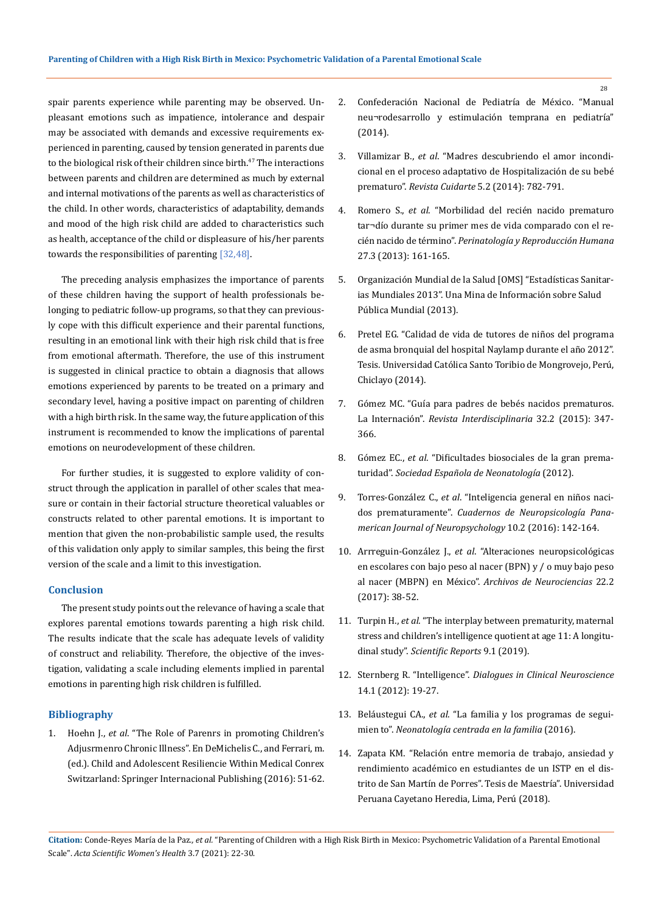spair parents experience while parenting may be observed. Unpleasant emotions such as impatience, intolerance and despair may be associated with demands and excessive requirements experienced in parenting, caused by tension generated in parents due to the biological risk of their children since birth.[47] The interactions between parents and children are determined as much by external and internal motivations of the parents as well as characteristics of the child. In other words, characteristics of adaptability, demands and mood of the high risk child are added to characteristics such as health, acceptance of the child or displeasure of his/her parents towards the responsibilities of parenting [32,48].

The preceding analysis emphasizes the importance of parents of these children having the support of health professionals belonging to pediatric follow-up programs, so that they can previously cope with this difficult experience and their parental functions, resulting in an emotional link with their high risk child that is free from emotional aftermath. Therefore, the use of this instrument is suggested in clinical practice to obtain a diagnosis that allows emotions experienced by parents to be treated on a primary and secondary level, having a positive impact on parenting of children with a high birth risk. In the same way, the future application of this instrument is recommended to know the implications of parental emotions on neurodevelopment of these children.

For further studies, it is suggested to explore validity of construct through the application in parallel of other scales that measure or contain in their factorial structure theoretical valuables or constructs related to other parental emotions. It is important to mention that given the non-probabilistic sample used, the results of this validation only apply to similar samples, this being the first version of the scale and a limit to this investigation.

## Conclusion

The present study points out the relevance of having a scale that explores parental emotions towards parenting a high risk child. The results indicate that the scale has adequate levels of validity of construct and reliability. Therefore, the objective of the investigation, validating a scale including elements implied in parental emotions in parenting high risk children is fulfilled.

## Bibliography

1. Hoehn J., *et al.* "The Role of Parenrs in promoting Children's Adjusrmenro Chronic Illness". En DeMichelis C., and Ferrari, m. (ed.). Child and Adolescent Resiliencie Within Medical Conrex Switzarland: Springer Internacional Publishing (2016): 51-62.
2. Confederación Nacional de Pediatría de México. "Manual neu¬rodesarrollo y estimulación temprana en pediatría" (2014).
3. Villamizar B., *et al.* "Madres descubriendo el amor incondicional en el proceso adaptativo de Hospitalización de su bebé prematuro". *Revista Cuidarte* 5.2 (2014): 782-791.
4. Romero S., *et al.* "Morbilidad del recién nacido prematuro tar¬dío durante su primer mes de vida comparado con el recién nacido de término". *Perinatología y Reproducción Humana* 27.3 (2013): 161-165.
5. Organización Mundial de la Salud [OMS] "Estadísticas Sanitarias Mundiales 2013". Una Mina de Información sobre Salud Pública Mundial (2013).
6. Pretel EG. "Calidad de vida de tutores de niños del programa de asma bronquial del hospital Naylamp durante el año 2012". Tesis. Universidad Católica Santo Toribio de Mongrovejo, Perú, Chiclayo (2014).
7. Gómez MC. "Guía para padres de bebés nacidos prematuros. La Internación". *Revista Interdisciplinaria* 32.2 (2015): 347-366.
8. Gómez EC., *et al.* "Dificultades biosociales de la gran prematuridad". *Sociedad Española de Neonatología* (2012).
9. Torres-González C., *et al.* "Inteligencia general en niños nacidos prematuramente". *Cuadernos de Neuropsicología Panamerican Journal of Neuropsychology* 10.2 (2016): 142-164.
10. Arrreguin-González J., *et al.* "Alteraciones neuropsicológicas en escolares con bajo peso al nacer (BPN) y / o muy bajo peso al nacer (MBPN) en México". *Archivos de Neurociencias* 22.2 (2017): 38-52.
11. Turpin H., *et al.* "The interplay between prematurity, maternal stress and children's intelligence quotient at age 11: A longitudinal study". *Scientific Reports* 9.1 (2019).
12. Sternberg R. "Intelligence". *Dialogues in Clinical Neuroscience* 14.1 (2012): 19-27.
13. Beláustegui CA., *et al.* "La familia y los programas de seguimien to". *Neonatología centrada en la familia* (2016).
14. Zapata KM. "Relación entre memoria de trabajo, ansiedad y rendimiento académico en estudiantes de un ISTP en el distrito de San Martín de Porres". Tesis de Maestría". Universidad Peruana Cayetano Heredia, Lima, Perú (2018).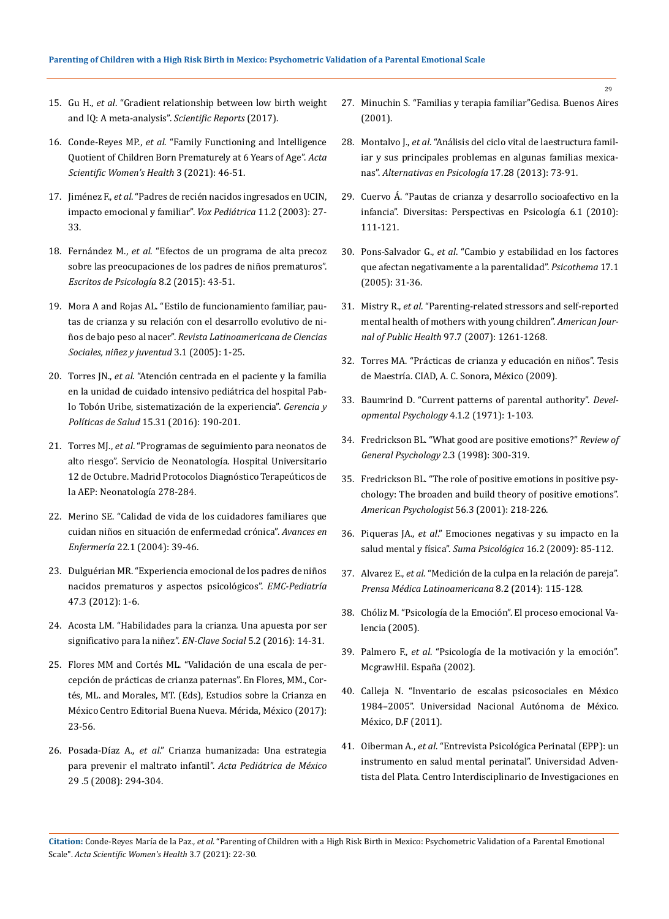15. Gu H., *et al*. "Gradient relationship between low birth weight and IQ: A meta-analysis". *Scientific Reports* (2017).
16. Conde-Reyes MP., *et al*. "Family Functioning and Intelligence Quotient of Children Born Prematurely at 6 Years of Age". *Acta Scientific Women's Health* 3 (2021): 46-51.
17. Jiménez F., *et al*. "Padres de recién nacidos ingresados en UCIN, impacto emocional y familiar". *Vox Pediátrica* 11.2 (2003): 27-33.
18. Fernández M., *et al*. "Efectos de un programa de alta precoz sobre las preocupaciones de los padres de niños prematuros". *Escritos de Psicología* 8.2 (2015): 43-51.
19. Mora A and Rojas AL. "Estilo de funcionamiento familiar, pautas de crianza y su relación con el desarrollo evolutivo de niños de bajo peso al nacer". *Revista Latinoamericana de Ciencias Sociales, niñez y juventud* 3.1 (2005): 1-25.
20. Torres JN., *et al*. "Atención centrada en el paciente y la familia en la unidad de cuidado intensivo pediátrica del hospital Pablo Tobón Uribe, sistematización de la experiencia". *Gerencia y Políticas de Salud* 15.31 (2016): 190-201.
21. Torres MJ., *et al*. "Programas de seguimiento para neonatos de alto riesgo". Servicio de Neonatología. Hospital Universitario 12 de Octubre. Madrid Protocolos Diagnóstico Terapeúticos de la AEP: Neonatología 278-284.
22. Merino SE. "Calidad de vida de los cuidadores familiares que cuidan niños en situación de enfermedad crónica". *Avances en Enfermería* 22.1 (2004): 39-46.
23. Dulguérian MR. "Experiencia emocional de los padres de niños nacidos prematuros y aspectos psicológicos". *EMC-Pediatría* 47.3 (2012): 1-6.
24. Acosta LM. "Habilidades para la crianza. Una apuesta por ser significativo para la niñez". *EN-Clave Social* 5.2 (2016): 14-31.
25. Flores MM and Cortés ML. "Validación de una escala de percepción de prácticas de crianza paternas". En Flores, MM., Cortés, ML. and Morales, MT. (Eds), Estudios sobre la Crianza en México Centro Editorial Buena Nueva. Mérida, México (2017): 23-56.
26. Posada-Díaz A., *et al*." Crianza humanizada: Una estrategia para prevenir el maltrato infantil". *Acta Pediátrica de México* 29 .5 (2008): 294-304.
27. Minuchin S. "Familias y terapia familiar"Gedisa. Buenos Aires (2001).
28. Montalvo J., *et al*. "Análisis del ciclo vital de laestructura familiar y sus principales problemas en algunas familias mexicanas". *Alternativas en Psicología* 17.28 (2013): 73-91.
29. Cuervo Á. "Pautas de crianza y desarrollo socioafectivo en la infancia". Diversitas: Perspectivas en Psicología 6.1 (2010): 111-121.
30. Pons-Salvador G., *et al*. "Cambio y estabilidad en los factores que afectan negativamente a la parentalidad". *Psicothema* 17.1 (2005): 31-36.
31. Mistry R., *et al*. "Parenting-related stressors and self-reported mental health of mothers with young children". *American Journal of Public Health* 97.7 (2007): 1261-1268.
32. Torres MA. "Prácticas de crianza y educación en niños". Tesis de Maestría. CIAD, A. C. Sonora, México (2009).
33. Baumrind D. "Current patterns of parental authority". *Developmental Psychology* 4.1.2 (1971): 1-103.
34. Fredrickson BL. "What good are positive emotions?" *Review of General Psychology* 2.3 (1998): 300-319.
35. Fredrickson BL. "The role of positive emotions in positive psychology: The broaden and build theory of positive emotions". *American Psychologist* 56.3 (2001): 218-226.
36. Piqueras JA., *et al*." Emociones negativas y su impacto en la salud mental y física". *Suma Psicológica* 16.2 (2009): 85-112.
37. Alvarez E., *et al*. "Medición de la culpa en la relación de pareja". *Prensa Médica Latinoamericana* 8.2 (2014): 115-128.
38. Chóliz M. "Psicología de la Emoción". El proceso emocional Valencia (2005).
39. Palmero F., *et al*. "Psicología de la motivación y la emoción". McgrawHil. España (2002).
40. Calleja N. "Inventario de escalas psicosociales en México 1984–2005". Universidad Nacional Autónoma de México. México, D.F (2011).
41. Oiberman A., *et al*. "Entrevista Psicológica Perinatal (EPP): un instrumento en salud mental perinatal". Universidad Adventista del Plata. Centro Interdisciplinario de Investigaciones en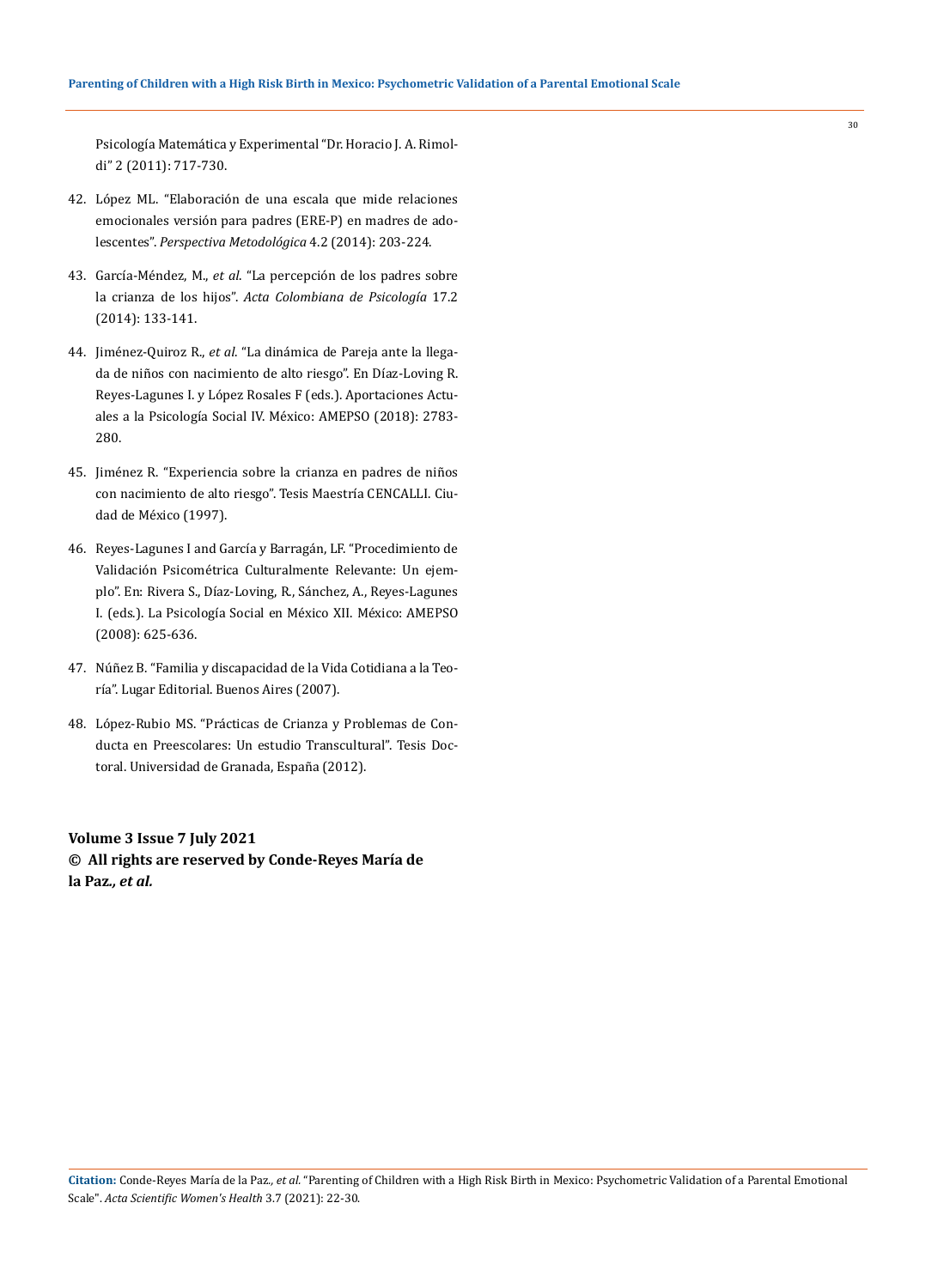Psicología Matemática y Experimental "Dr. Horacio J. A. Rimoldi" 2 (2011): 717-730.

42. López ML. "Elaboración de una escala que mide relaciones emocionales versión para padres (ERE-P) en madres de adolescentes". *Perspectiva Metodológica* 4.2 (2014): 203-224.
43. García-Méndez, M., *et al.* "La percepción de los padres sobre la crianza de los hijos". *Acta Colombiana de Psicología* 17.2 (2014): 133-141.
44. Jiménez-Quiroz R., *et al*. "La dinámica de Pareja ante la llegada de niños con nacimiento de alto riesgo". En Díaz-Loving R. Reyes-Lagunes I. y López Rosales F (eds.). Aportaciones Actuales a la Psicología Social IV. México: AMEPSO (2018): 2783-280.
45. Jiménez R. "Experiencia sobre la crianza en padres de niños con nacimiento de alto riesgo". Tesis Maestría CENCALLI. Ciudad de México (1997).
46. Reyes-Lagunes I and García y Barragán, LF. "Procedimiento de Validación Psicométrica Culturalmente Relevante: Un ejemplo". En: Rivera S., Díaz-Loving, R., Sánchez, A., Reyes-Lagunes I. (eds.). La Psicología Social en México XII. México: AMEPSO (2008): 625-636.
47. Núñez B. "Familia y discapacidad de la Vida Cotidiana a la Teoría". Lugar Editorial. Buenos Aires (2007).
48. López-Rubio MS. "Prácticas de Crianza y Problemas de Conducta en Preescolares: Un estudio Transcultural". Tesis Doctoral. Universidad de Granada, España (2012).

**Volume 3 Issue 7 July 2021**
**© All rights are reserved by Conde-Reyes María de la Paz*., et al.***